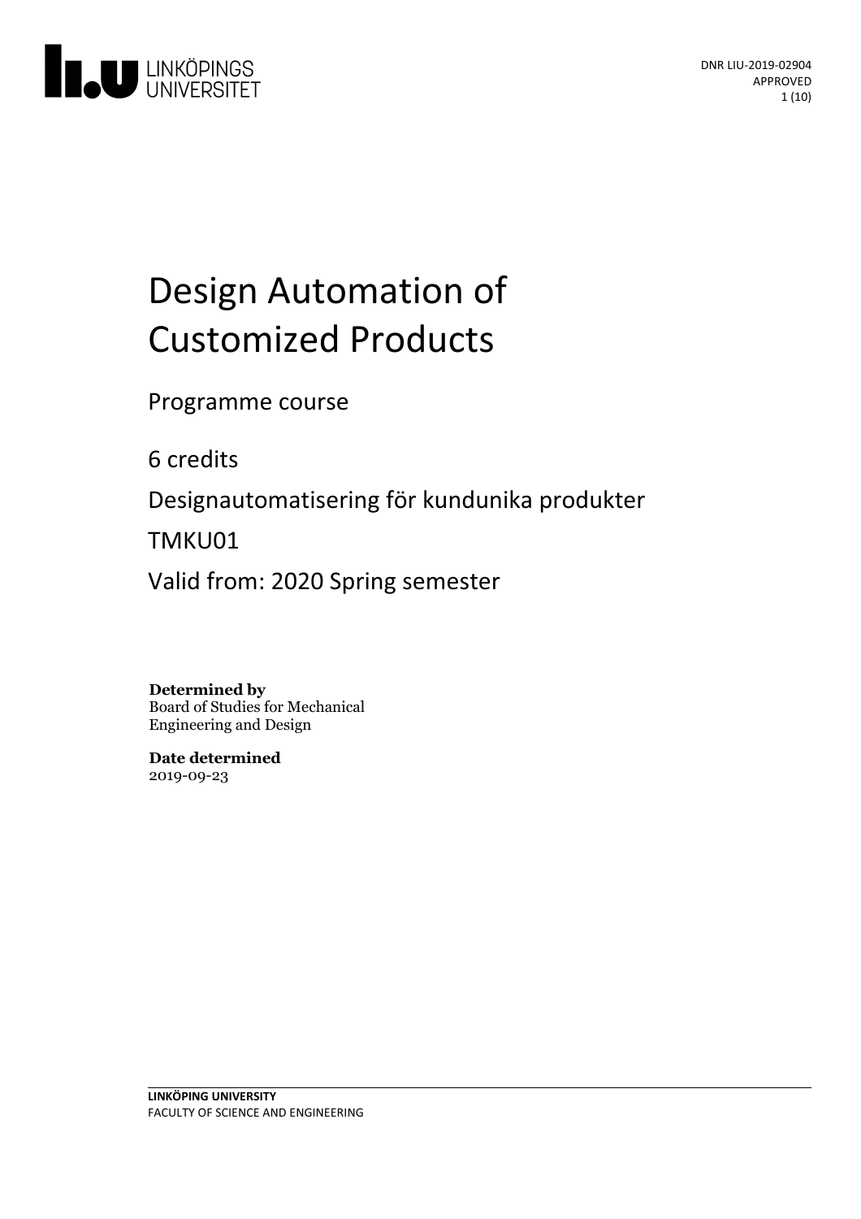LINKÖPINGS UNIVERSITET

DNR LIU-2019-02904
APPROVED

# Design Automation of Customized Products

Programme course

6 credits

Designautomatisering för kundunika produkter

TMKU01

Valid from: 2020 Spring semester

**Determined by**
Board of Studies for Mechanical Engineering and Design

**Date determined**
2019-09-23

**LINKÖPING UNIVERSITY**
FACULTY OF SCIENCE AND ENGINEERING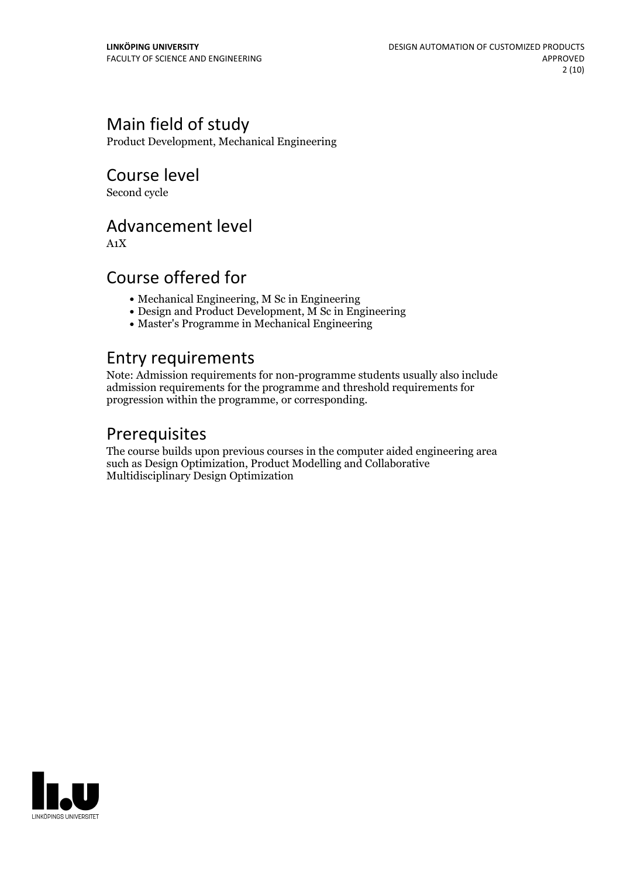# Main field of study

Product Development, Mechanical Engineering

# Course level

Second cycle

# Advancement level

A1X

# Course offered for

- Mechanical Engineering, M Sc in Engineering
- Design and Product Development, M Sc in Engineering
- Master's Programme in Mechanical Engineering

# Entry requirements

Note: Admission requirements for non-programme students usually also include admission requirements for the programme and threshold requirements for progression within the programme, or corresponding.

# Prerequisites

The course builds upon previous courses in the computer aided engineering area such as Design Optimization, Product Modelling and Collaborative Multidisciplinary Design Optimization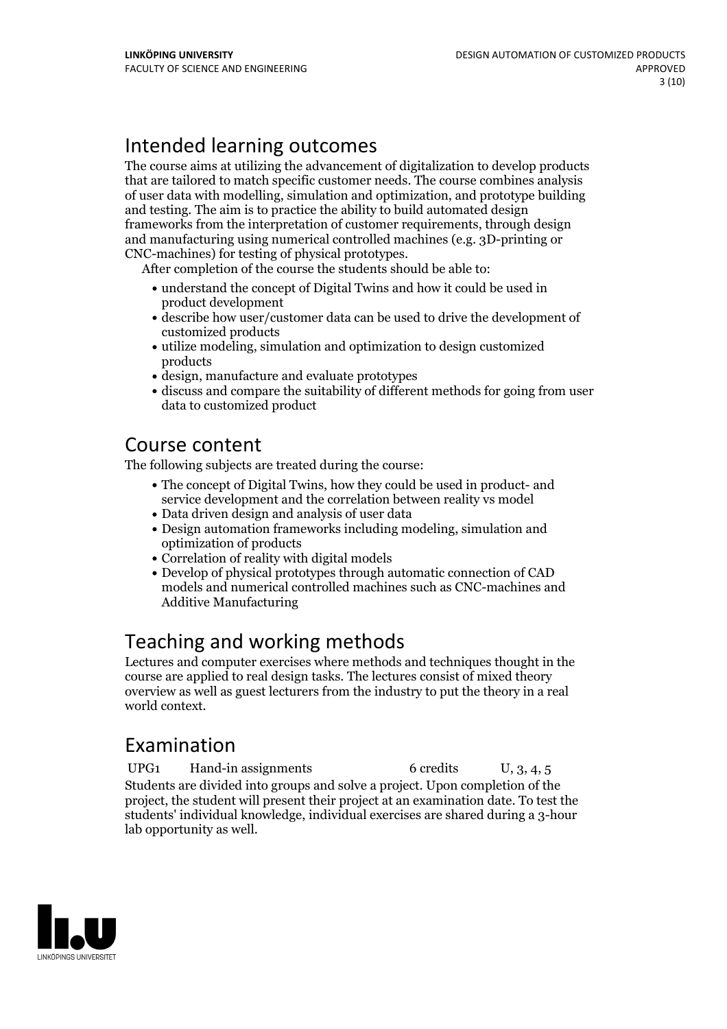## Intended learning outcomes

The course aims at utilizing the advancement of digitalization to develop products that are tailored to match specific customer needs. The course combines analysis of user data with modelling, simulation and optimization, and prototype building and testing. The aim is to practice the ability to build automated design frameworks from the interpretation of customer requirements, through design and manufacturing using numerical controlled machines (e.g. 3D-printing or CNC-machines) for testing of physical prototypes.

After completion of the course the students should be able to:

- understand the concept of Digital Twins and how it could be used in product development
- describe how user/customer data can be used to drive the development of customized products
- utilize modeling, simulation and optimization to design customized products
- design, manufacture and evaluate prototypes
- discuss and compare the suitability of different methods for going from user data to customized product

## Course content

The following subjects are treated during the course:

- The concept of Digital Twins, how they could be used in product- and service development and the correlation between reality vs model
- Data driven design and analysis of user data
- Design automation frameworks including modeling, simulation and optimization of products
- Correlation of reality with digital models
- Develop of physical prototypes through automatic connection of CAD models and numerical controlled machines such as CNC-machines and Additive Manufacturing

## Teaching and working methods

Lectures and computer exercises where methods and techniques thought in the course are applied to real design tasks. The lectures consist of mixed theory overview as well as guest lecturers from the industry to put the theory in a real world context.

## Examination

| | | | |
|---|---|---|---|
| UPG1 | Hand-in assignments | 6 credits | U, 3, 4, 5 |

Students are divided into groups and solve a project. Upon completion of the project, the student will present their project at an examination date. To test the students' individual knowledge, individual exercises are shared during a 3-hour lab opportunity as well.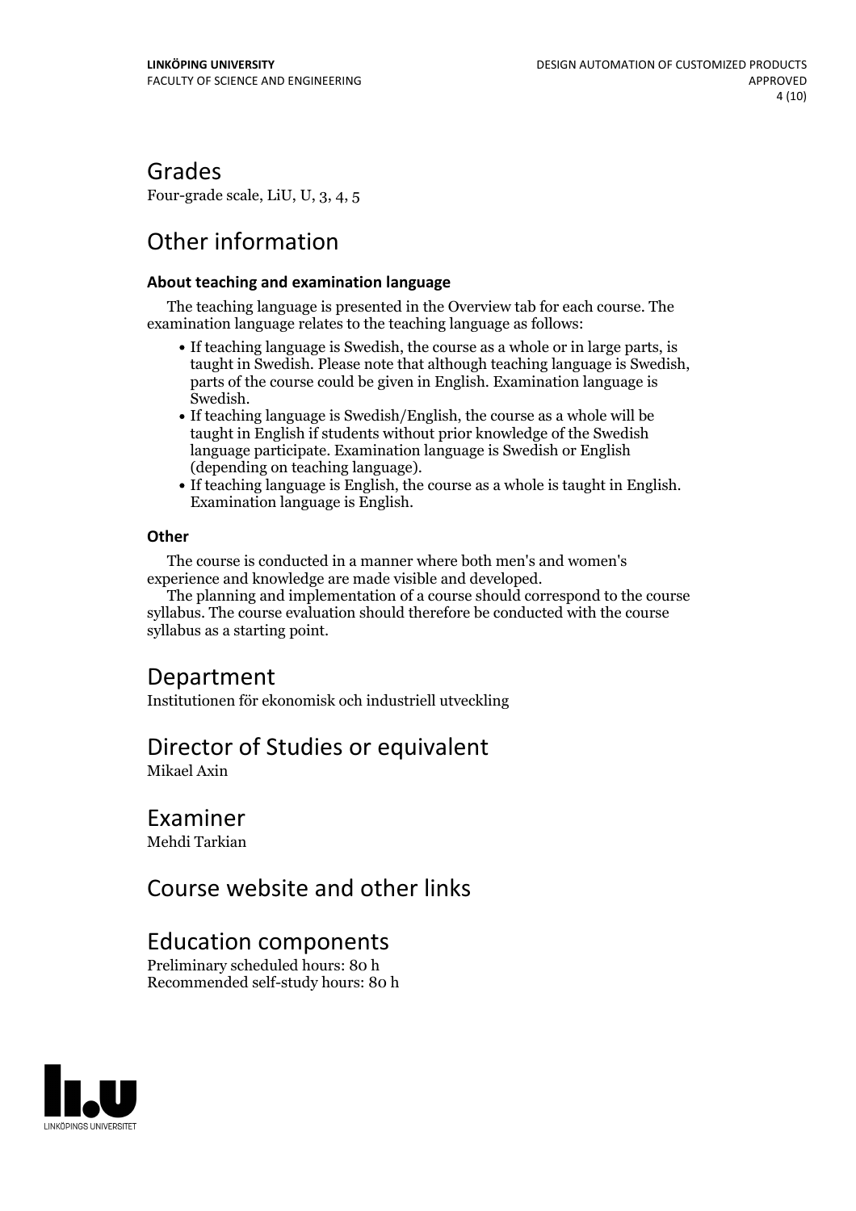## Grades

Four-grade scale, LiU, U, 3, 4, 5

## Other information

### About teaching and examination language

The teaching language is presented in the Overview tab for each course. The examination language relates to the teaching language as follows:

- If teaching language is Swedish, the course as a whole or in large parts, is taught in Swedish. Please note that although teaching language is Swedish, parts of the course could be given in English. Examination language is Swedish.
- If teaching language is Swedish/English, the course as a whole will be taught in English if students without prior knowledge of the Swedish language participate. Examination language is Swedish or English (depending on teaching language).
- If teaching language is English, the course as a whole is taught in English. Examination language is English.

### Other

The course is conducted in a manner where both men's and women's experience and knowledge are made visible and developed.

The planning and implementation of a course should correspond to the course syllabus. The course evaluation should therefore be conducted with the course syllabus as a starting point.

## Department

Institutionen för ekonomisk och industriell utveckling

## Director of Studies or equivalent

Mikael Axin

## Examiner

Mehdi Tarkian

## Course website and other links

## Education components

Preliminary scheduled hours: 80 h
Recommended self-study hours: 80 h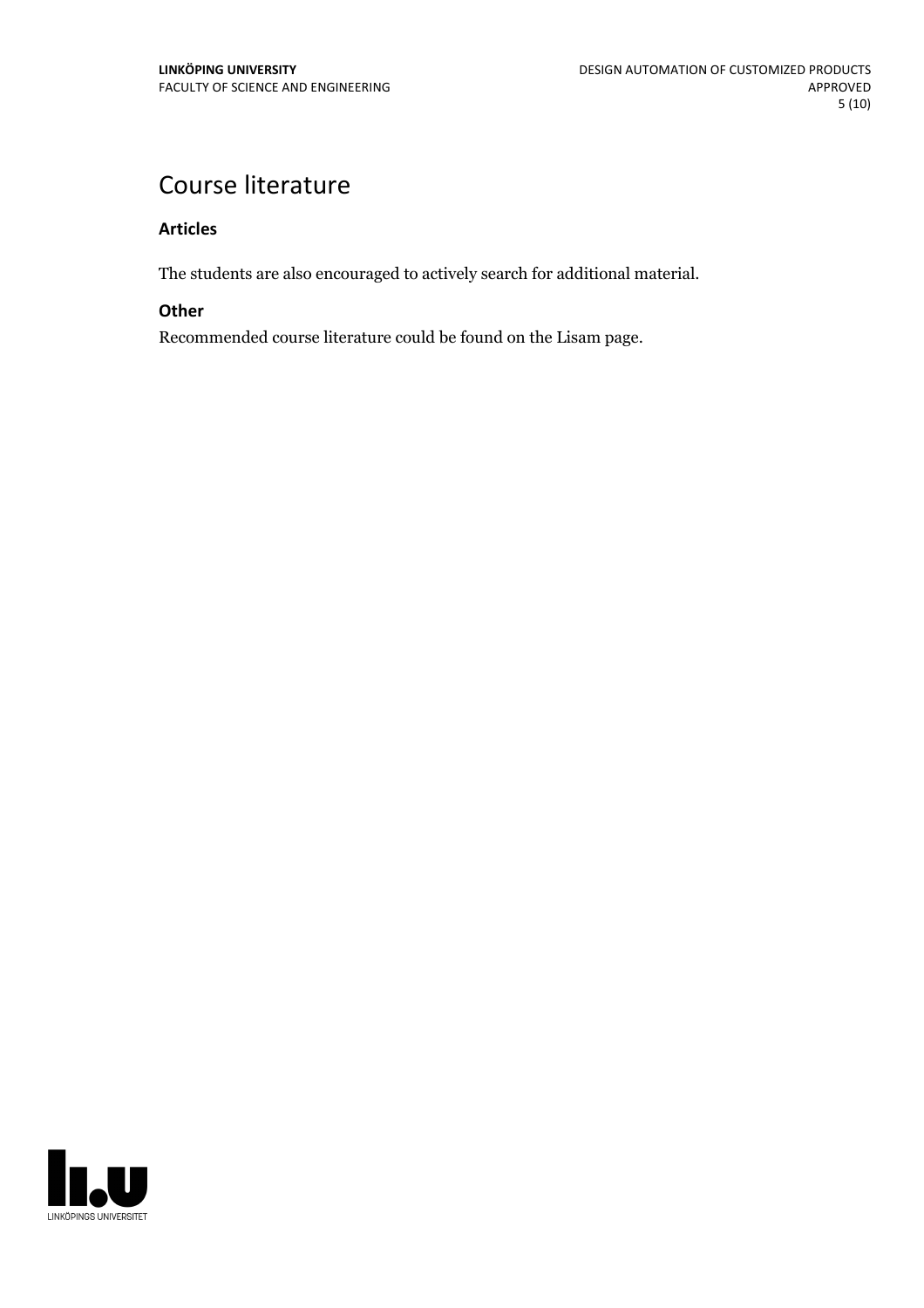# Course literature

### Articles

The students are also encouraged to actively search for additional material.

### Other

Recommended course literature could be found on the Lisam page.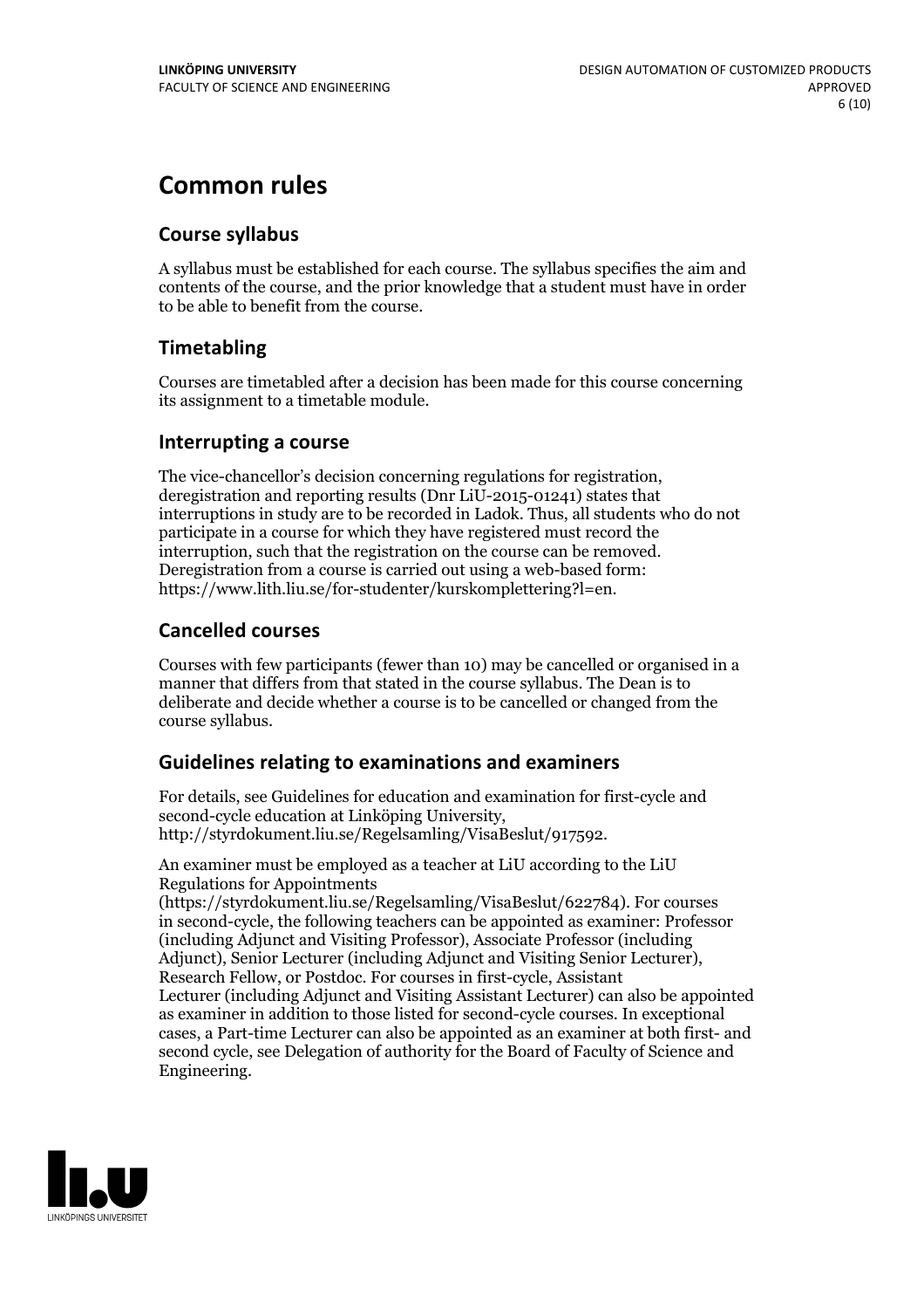# Common rules

## Course syllabus

A syllabus must be established for each course. The syllabus specifies the aim and contents of the course, and the prior knowledge that a student must have in order to be able to benefit from the course.

## Timetabling

Courses are timetabled after a decision has been made for this course concerning its assignment to a timetable module.

## Interrupting a course

The vice-chancellor's decision concerning regulations for registration, deregistration and reporting results (Dnr LiU-2015-01241) states that interruptions in study are to be recorded in Ladok. Thus, all students who do not participate in a course for which they have registered must record the interruption, such that the registration on the course can be removed. Deregistration from a course is carried out using a web-based form: https://www.lith.liu.se/for-studenter/kurskomplettering?l=en.

## Cancelled courses

Courses with few participants (fewer than 10) may be cancelled or organised in a manner that differs from that stated in the course syllabus. The Dean is to deliberate and decide whether a course is to be cancelled or changed from the course syllabus.

## Guidelines relating to examinations and examiners

For details, see Guidelines for education and examination for first-cycle and second-cycle education at Linköping University, http://styrdokument.liu.se/Regelsamling/VisaBeslut/917592.

An examiner must be employed as a teacher at LiU according to the LiU Regulations for Appointments (https://styrdokument.liu.se/Regelsamling/VisaBeslut/622784). For courses in second-cycle, the following teachers can be appointed as examiner: Professor (including Adjunct and Visiting Professor), Associate Professor (including Adjunct), Senior Lecturer (including Adjunct and Visiting Senior Lecturer), Research Fellow, or Postdoc. For courses in first-cycle, Assistant Lecturer (including Adjunct and Visiting Assistant Lecturer) can also be appointed as examiner in addition to those listed for second-cycle courses. In exceptional cases, a Part-time Lecturer can also be appointed as an examiner at both first- and second cycle, see Delegation of authority for the Board of Faculty of Science and Engineering.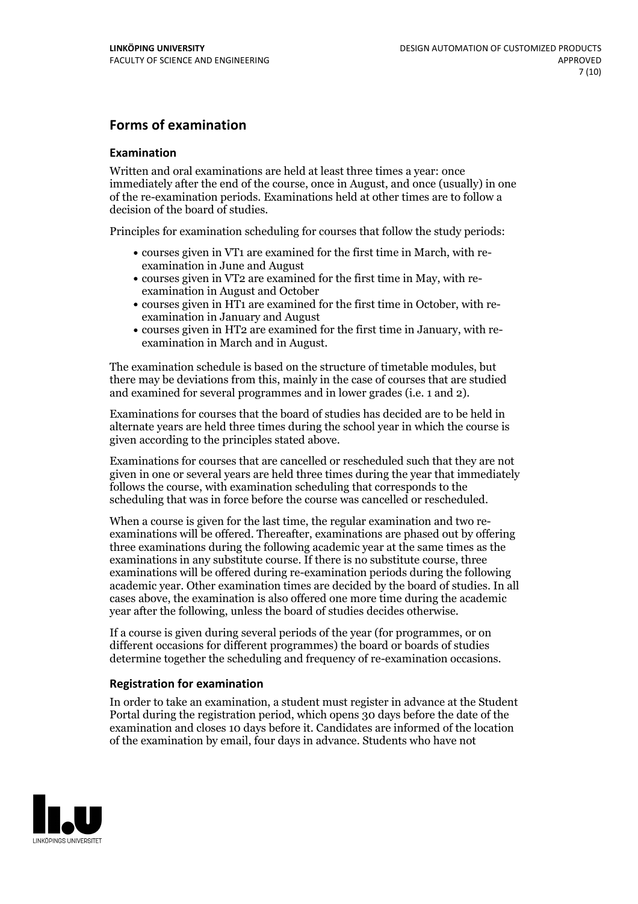## Forms of examination

### Examination

Written and oral examinations are held at least three times a year: once immediately after the end of the course, once in August, and once (usually) in one of the re-examination periods. Examinations held at other times are to follow a decision of the board of studies.

Principles for examination scheduling for courses that follow the study periods:

- courses given in VT1 are examined for the first time in March, with re-examination in June and August
- courses given in VT2 are examined for the first time in May, with re-examination in August and October
- courses given in HT1 are examined for the first time in October, with re-examination in January and August
- courses given in HT2 are examined for the first time in January, with re-examination in March and in August.

The examination schedule is based on the structure of timetable modules, but there may be deviations from this, mainly in the case of courses that are studied and examined for several programmes and in lower grades (i.e. 1 and 2).

Examinations for courses that the board of studies has decided are to be held in alternate years are held three times during the school year in which the course is given according to the principles stated above.

Examinations for courses that are cancelled or rescheduled such that they are not given in one or several years are held three times during the year that immediately follows the course, with examination scheduling that corresponds to the scheduling that was in force before the course was cancelled or rescheduled.

When a course is given for the last time, the regular examination and two re-examinations will be offered. Thereafter, examinations are phased out by offering three examinations during the following academic year at the same times as the examinations in any substitute course. If there is no substitute course, three examinations will be offered during re-examination periods during the following academic year. Other examination times are decided by the board of studies. In all cases above, the examination is also offered one more time during the academic year after the following, unless the board of studies decides otherwise.

If a course is given during several periods of the year (for programmes, or on different occasions for different programmes) the board or boards of studies determine together the scheduling and frequency of re-examination occasions.

### Registration for examination

In order to take an examination, a student must register in advance at the Student Portal during the registration period, which opens 30 days before the date of the examination and closes 10 days before it. Candidates are informed of the location of the examination by email, four days in advance. Students who have not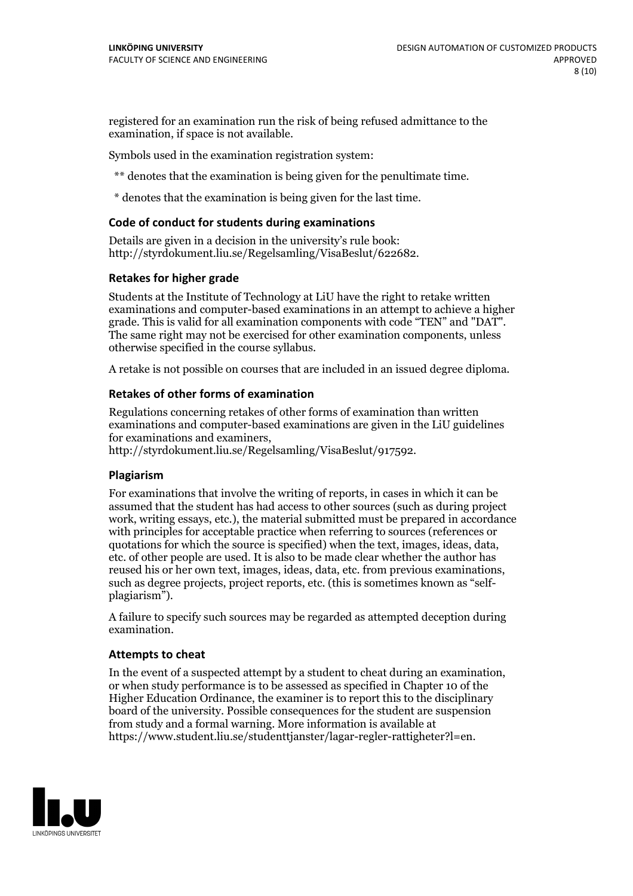registered for an examination run the risk of being refused admittance to the examination, if space is not available.

Symbols used in the examination registration system:

** denotes that the examination is being given for the penultimate time.

* denotes that the examination is being given for the last time.

### Code of conduct for students during examinations

Details are given in a decision in the university's rule book: http://styrdokument.liu.se/Regelsamling/VisaBeslut/622682.

### Retakes for higher grade

Students at the Institute of Technology at LiU have the right to retake written examinations and computer-based examinations in an attempt to achieve a higher grade. This is valid for all examination components with code "TEN" and "DAT". The same right may not be exercised for other examination components, unless otherwise specified in the course syllabus.

A retake is not possible on courses that are included in an issued degree diploma.

### Retakes of other forms of examination

Regulations concerning retakes of other forms of examination than written examinations and computer-based examinations are given in the LiU guidelines for examinations and examiners, http://styrdokument.liu.se/Regelsamling/VisaBeslut/917592.

### Plagiarism

For examinations that involve the writing of reports, in cases in which it can be assumed that the student has had access to other sources (such as during project work, writing essays, etc.), the material submitted must be prepared in accordance with principles for acceptable practice when referring to sources (references or quotations for which the source is specified) when the text, images, ideas, data, etc. of other people are used. It is also to be made clear whether the author has reused his or her own text, images, ideas, data, etc. from previous examinations, such as degree projects, project reports, etc. (this is sometimes known as "self-plagiarism").

A failure to specify such sources may be regarded as attempted deception during examination.

### Attempts to cheat

In the event of a suspected attempt by a student to cheat during an examination, or when study performance is to be assessed as specified in Chapter 10 of the Higher Education Ordinance, the examiner is to report this to the disciplinary board of the university. Possible consequences for the student are suspension from study and a formal warning. More information is available at https://www.student.liu.se/studenttjanster/lagar-regler-rattigheter?l=en.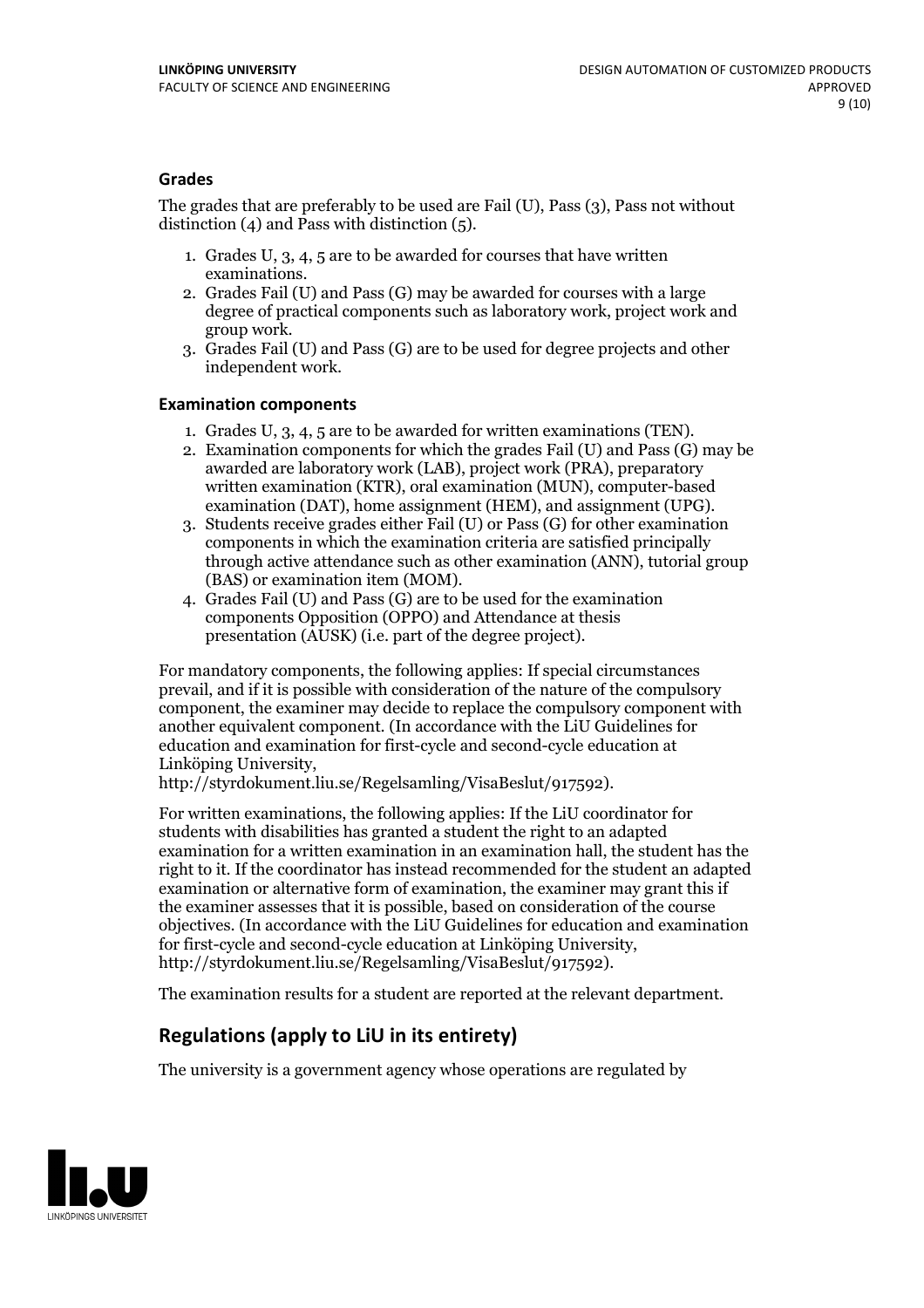### Grades

The grades that are preferably to be used are Fail (U), Pass (3), Pass not without distinction (4) and Pass with distinction (5).

1. Grades U, 3, 4, 5 are to be awarded for courses that have written examinations.
2. Grades Fail (U) and Pass (G) may be awarded for courses with a large degree of practical components such as laboratory work, project work and group work.
3. Grades Fail (U) and Pass (G) are to be used for degree projects and other independent work.

### Examination components

1. Grades U, 3, 4, 5 are to be awarded for written examinations (TEN).
2. Examination components for which the grades Fail (U) and Pass (G) may be awarded are laboratory work (LAB), project work (PRA), preparatory written examination (KTR), oral examination (MUN), computer-based examination (DAT), home assignment (HEM), and assignment (UPG).
3. Students receive grades either Fail (U) or Pass (G) for other examination components in which the examination criteria are satisfied principally through active attendance such as other examination (ANN), tutorial group (BAS) or examination item (MOM).
4. Grades Fail (U) and Pass (G) are to be used for the examination components Opposition (OPPO) and Attendance at thesis presentation (AUSK) (i.e. part of the degree project).

For mandatory components, the following applies: If special circumstances prevail, and if it is possible with consideration of the nature of the compulsory component, the examiner may decide to replace the compulsory component with another equivalent component. (In accordance with the LiU Guidelines for education and examination for first-cycle and second-cycle education at Linköping University, http://styrdokument.liu.se/Regelsamling/VisaBeslut/917592).

For written examinations, the following applies: If the LiU coordinator for students with disabilities has granted a student the right to an adapted examination for a written examination in an examination hall, the student has the right to it. If the coordinator has instead recommended for the student an adapted examination or alternative form of examination, the examiner may grant this if the examiner assesses that it is possible, based on consideration of the course objectives. (In accordance with the LiU Guidelines for education and examination for first-cycle and second-cycle education at Linköping University, http://styrdokument.liu.se/Regelsamling/VisaBeslut/917592).

The examination results for a student are reported at the relevant department.

## Regulations (apply to LiU in its entirety)

The university is a government agency whose operations are regulated by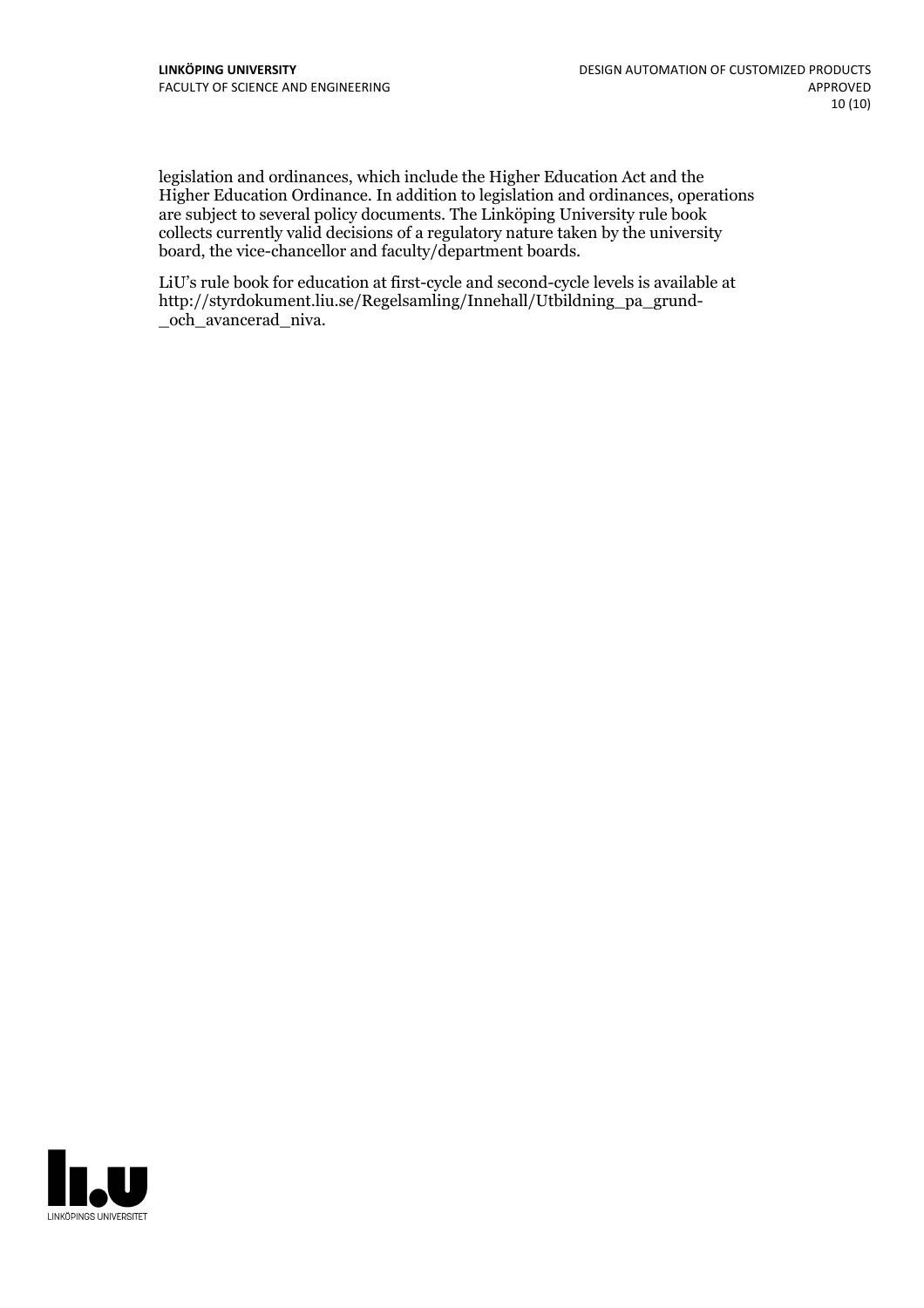legislation and ordinances, which include the Higher Education Act and the Higher Education Ordinance. In addition to legislation and ordinances, operations are subject to several policy documents. The Linköping University rule book collects currently valid decisions of a regulatory nature taken by the university board, the vice-chancellor and faculty/department boards.

LiU's rule book for education at first-cycle and second-cycle levels is available at http://styrdokument.liu.se/Regelsamling/Innehall/Utbildning_pa_grund-_och_avancerad_niva.